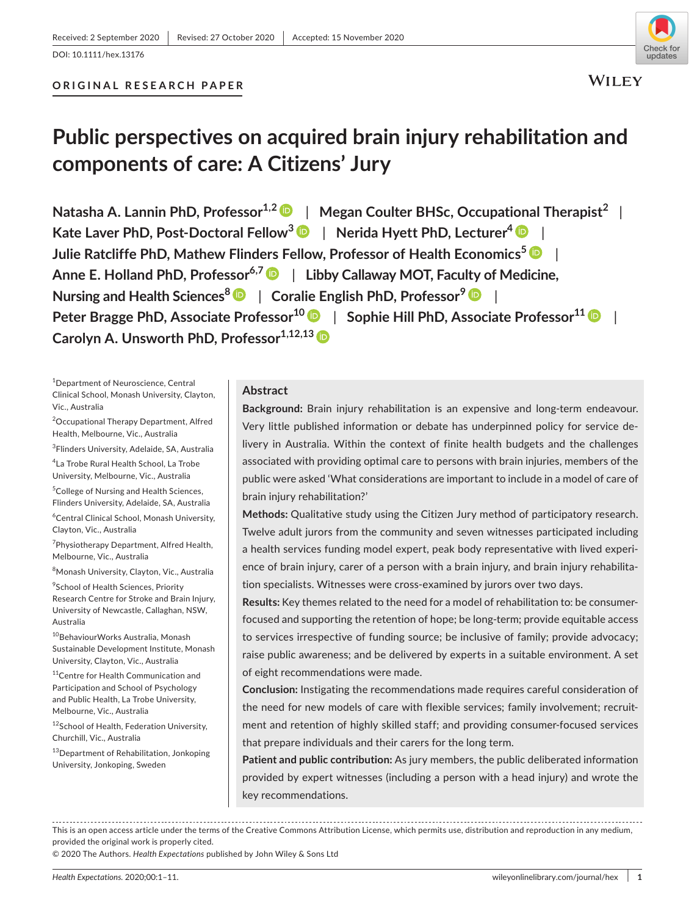Received: 2 September 2020 | Revised: 27 October 2020 | Accepted: 15 November 2020

DOI: 10.1111/hex.13176

ORIGINAL RESEARCH PAPER

# Public perspectives on acquired brain injury rehabilitation and components of care: A Citizens' Jury

Natasha A. Lannin PhD, Professor[1,2] | Megan Coulter BHSc, Occupational Therapist[2] | Kate Laver PhD, Post-Doctoral Fellow[3] | Nerida Hyett PhD, Lecturer[4] | Julie Ratcliffe PhD, Mathew Flinders Fellow, Professor of Health Economics[5] | Anne E. Holland PhD, Professor[6,7] | Libby Callaway MOT, Faculty of Medicine, Nursing and Health Sciences[8] | Coralie English PhD, Professor[9] | Peter Bragge PhD, Associate Professor[10] | Sophie Hill PhD, Associate Professor[11] | Carolyn A. Unsworth PhD, Professor[1,12,13]

[1]Department of Neuroscience, Central Clinical School, Monash University, Clayton, Vic., Australia

[2]Occupational Therapy Department, Alfred Health, Melbourne, Vic., Australia

[3]Flinders University, Adelaide, SA, Australia

[4]La Trobe Rural Health School, La Trobe University, Melbourne, Vic., Australia

[5]College of Nursing and Health Sciences, Flinders University, Adelaide, SA, Australia

[6]Central Clinical School, Monash University, Clayton, Vic., Australia

[7]Physiotherapy Department, Alfred Health, Melbourne, Vic., Australia

[8]Monash University, Clayton, Vic., Australia

[9]School of Health Sciences, Priority Research Centre for Stroke and Brain Injury, University of Newcastle, Callaghan, NSW, Australia

[10]BehaviourWorks Australia, Monash Sustainable Development Institute, Monash University, Clayton, Vic., Australia

[11]Centre for Health Communication and Participation and School of Psychology and Public Health, La Trobe University, Melbourne, Vic., Australia

[12]School of Health, Federation University, Churchill, Vic., Australia

[13]Department of Rehabilitation, Jonkoping University, Jonkoping, Sweden

## Abstract

**Background:** Brain injury rehabilitation is an expensive and long-term endeavour. Very little published information or debate has underpinned policy for service delivery in Australia. Within the context of finite health budgets and the challenges associated with providing optimal care to persons with brain injuries, members of the public were asked 'What considerations are important to include in a model of care of brain injury rehabilitation?'

**Methods:** Qualitative study using the Citizen Jury method of participatory research. Twelve adult jurors from the community and seven witnesses participated including a health services funding model expert, peak body representative with lived experience of brain injury, carer of a person with a brain injury, and brain injury rehabilitation specialists. Witnesses were cross-examined by jurors over two days.

**Results:** Key themes related to the need for a model of rehabilitation to: be consumer-focused and supporting the retention of hope; be long-term; provide equitable access to services irrespective of funding source; be inclusive of family; provide advocacy; raise public awareness; and be delivered by experts in a suitable environment. A set of eight recommendations were made.

**Conclusion:** Instigating the recommendations made requires careful consideration of the need for new models of care with flexible services; family involvement; recruitment and retention of highly skilled staff; and providing consumer-focused services that prepare individuals and their carers for the long term.

**Patient and public contribution:** As jury members, the public deliberated information provided by expert witnesses (including a person with a head injury) and wrote the key recommendations.

This is an open access article under the terms of the Creative Commons Attribution License, which permits use, distribution and reproduction in any medium, provided the original work is properly cited.

© 2020 The Authors. *Health Expectations* published by John Wiley & Sons Ltd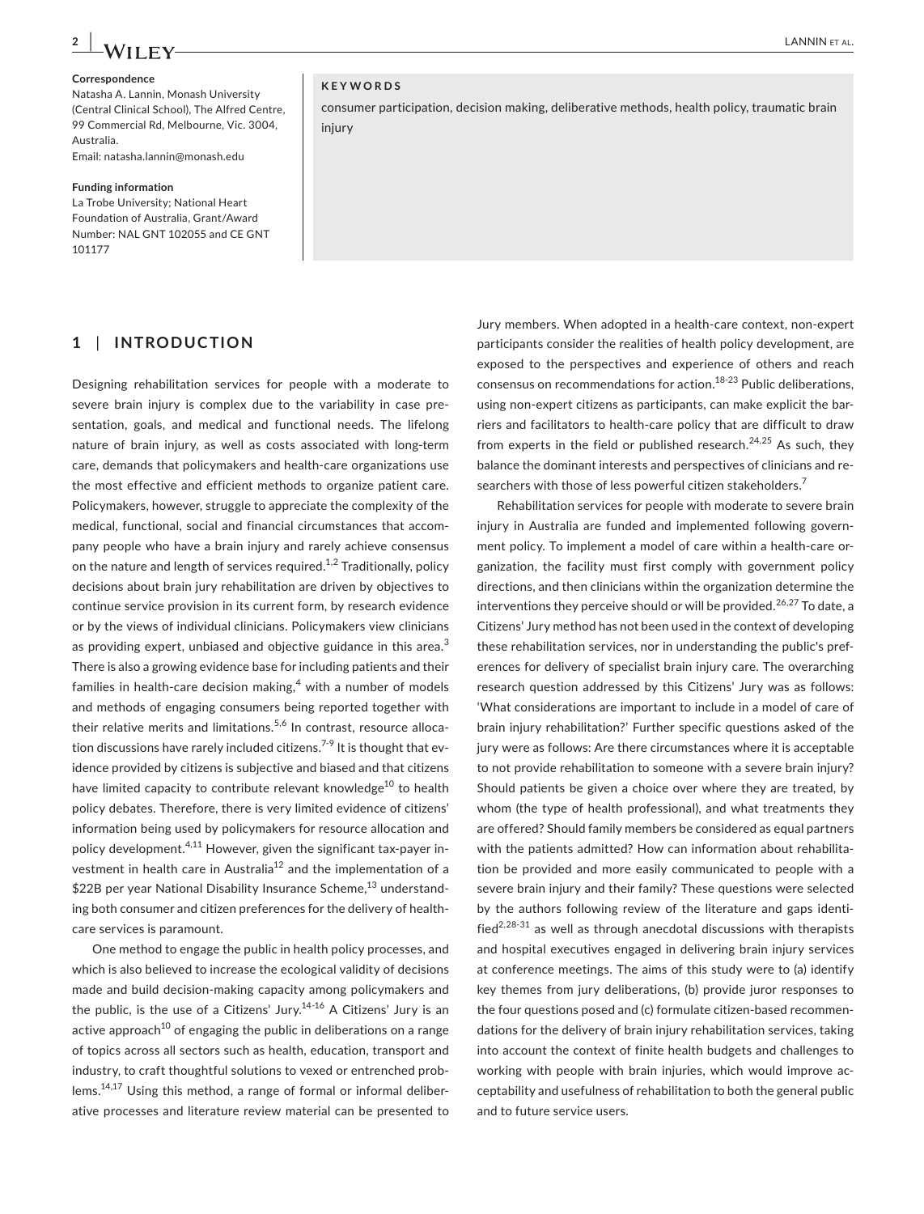**Correspondence**
Natasha A. Lannin, Monash University (Central Clinical School), The Alfred Centre, 99 Commercial Rd, Melbourne, Vic. 3004, Australia.
Email: natasha.lannin@monash.edu

**Funding information**
La Trobe University; National Heart Foundation of Australia, Grant/Award Number: NAL GNT 102055 and CE GNT 101177

**KEYWORDS**
consumer participation, decision making, deliberative methods, health policy, traumatic brain injury

## 1 | INTRODUCTION

Designing rehabilitation services for people with a moderate to severe brain injury is complex due to the variability in case presentation, goals, and medical and functional needs. The lifelong nature of brain injury, as well as costs associated with long-term care, demands that policymakers and health-care organizations use the most effective and efficient methods to organize patient care. Policymakers, however, struggle to appreciate the complexity of the medical, functional, social and financial circumstances that accompany people who have a brain injury and rarely achieve consensus on the nature and length of services required.[1,2] Traditionally, policy decisions about brain jury rehabilitation are driven by objectives to continue service provision in its current form, by research evidence or by the views of individual clinicians. Policymakers view clinicians as providing expert, unbiased and objective guidance in this area.[3] There is also a growing evidence base for including patients and their families in health-care decision making,[4] with a number of models and methods of engaging consumers being reported together with their relative merits and limitations.[5,6] In contrast, resource allocation discussions have rarely included citizens.[7-9] It is thought that evidence provided by citizens is subjective and biased and that citizens have limited capacity to contribute relevant knowledge[10] to health policy debates. Therefore, there is very limited evidence of citizens' information being used by policymakers for resource allocation and policy development.[4,11] However, given the significant tax-payer investment in health care in Australia[12] and the implementation of a $22B per year National Disability Insurance Scheme,[13] understanding both consumer and citizen preferences for the delivery of health-care services is paramount.

One method to engage the public in health policy processes, and which is also believed to increase the ecological validity of decisions made and build decision-making capacity among policymakers and the public, is the use of a Citizens' Jury.[14-16] A Citizens' Jury is an active approach[10] of engaging the public in deliberations on a range of topics across all sectors such as health, education, transport and industry, to craft thoughtful solutions to vexed or entrenched problems.[14,17] Using this method, a range of formal or informal deliberative processes and literature review material can be presented to Jury members. When adopted in a health-care context, non-expert participants consider the realities of health policy development, are exposed to the perspectives and experience of others and reach consensus on recommendations for action.[18-23] Public deliberations, using non-expert citizens as participants, can make explicit the barriers and facilitators to health-care policy that are difficult to draw from experts in the field or published research.[24,25] As such, they balance the dominant interests and perspectives of clinicians and researchers with those of less powerful citizen stakeholders.[7]

Rehabilitation services for people with moderate to severe brain injury in Australia are funded and implemented following government policy. To implement a model of care within a health-care organization, the facility must first comply with government policy directions, and then clinicians within the organization determine the interventions they perceive should or will be provided.[26,27] To date, a Citizens' Jury method has not been used in the context of developing these rehabilitation services, nor in understanding the public's preferences for delivery of specialist brain injury care. The overarching research question addressed by this Citizens' Jury was as follows: 'What considerations are important to include in a model of care of brain injury rehabilitation?' Further specific questions asked of the jury were as follows: Are there circumstances where it is acceptable to not provide rehabilitation to someone with a severe brain injury? Should patients be given a choice over where they are treated, by whom (the type of health professional), and what treatments they are offered? Should family members be considered as equal partners with the patients admitted? How can information about rehabilitation be provided and more easily communicated to people with a severe brain injury and their family? These questions were selected by the authors following review of the literature and gaps identified[2,28-31] as well as through anecdotal discussions with therapists and hospital executives engaged in delivering brain injury services at conference meetings. The aims of this study were to (a) identify key themes from jury deliberations, (b) provide juror responses to the four questions posed and (c) formulate citizen-based recommendations for the delivery of brain injury rehabilitation services, taking into account the context of finite health budgets and challenges to working with people with brain injuries, which would improve acceptability and usefulness of rehabilitation to both the general public and to future service users.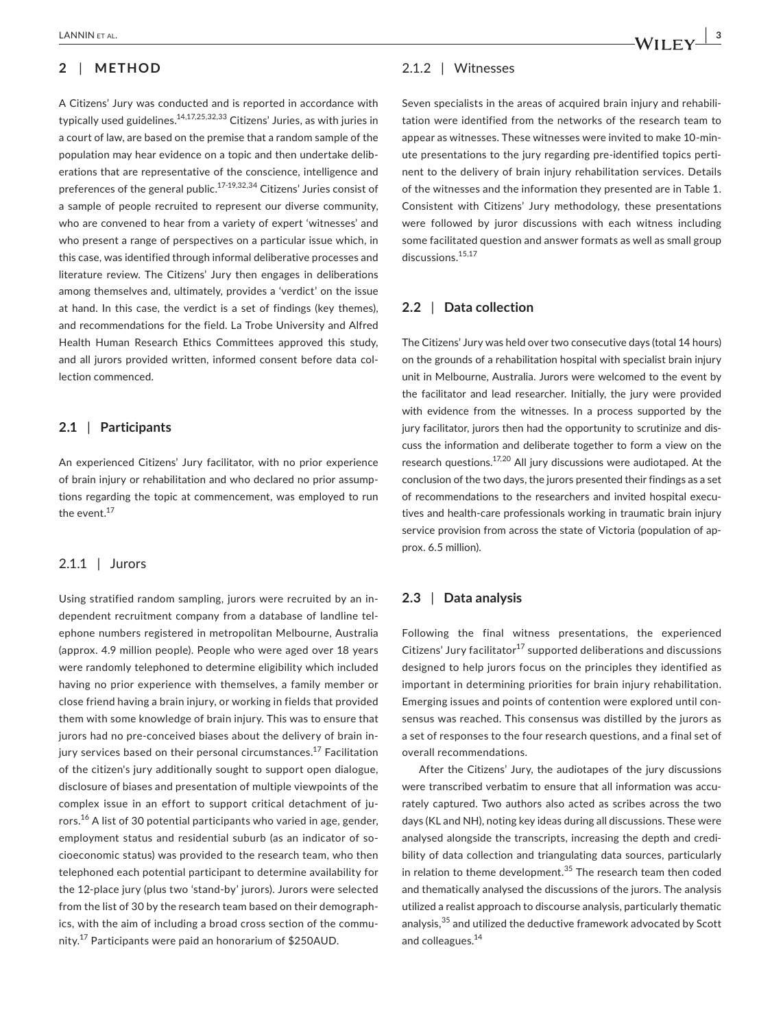## 2 | METHOD

A Citizens' Jury was conducted and is reported in accordance with typically used guidelines.[14,17,25,32,33] Citizens' Juries, as with juries in a court of law, are based on the premise that a random sample of the population may hear evidence on a topic and then undertake deliberations that are representative of the conscience, intelligence and preferences of the general public.[17-19,32,34] Citizens' Juries consist of a sample of people recruited to represent our diverse community, who are convened to hear from a variety of expert 'witnesses' and who present a range of perspectives on a particular issue which, in this case, was identified through informal deliberative processes and literature review. The Citizens' Jury then engages in deliberations among themselves and, ultimately, provides a 'verdict' on the issue at hand. In this case, the verdict is a set of findings (key themes), and recommendations for the field. La Trobe University and Alfred Health Human Research Ethics Committees approved this study, and all jurors provided written, informed consent before data collection commenced.

### 2.1 | Participants

An experienced Citizens' Jury facilitator, with no prior experience of brain injury or rehabilitation and who declared no prior assumptions regarding the topic at commencement, was employed to run the event.[17]

#### 2.1.1 | Jurors

Using stratified random sampling, jurors were recruited by an independent recruitment company from a database of landline telephone numbers registered in metropolitan Melbourne, Australia (approx. 4.9 million people). People who were aged over 18 years were randomly telephoned to determine eligibility which included having no prior experience with themselves, a family member or close friend having a brain injury, or working in fields that provided them with some knowledge of brain injury. This was to ensure that jurors had no pre-conceived biases about the delivery of brain injury services based on their personal circumstances.[17] Facilitation of the citizen's jury additionally sought to support open dialogue, disclosure of biases and presentation of multiple viewpoints of the complex issue in an effort to support critical detachment of jurors.[16] A list of 30 potential participants who varied in age, gender, employment status and residential suburb (as an indicator of socioeconomic status) was provided to the research team, who then telephoned each potential participant to determine availability for the 12-place jury (plus two 'stand-by' jurors). Jurors were selected from the list of 30 by the research team based on their demographics, with the aim of including a broad cross section of the community.[17] Participants were paid an honorarium of $250AUD.

#### 2.1.2 | Witnesses

Seven specialists in the areas of acquired brain injury and rehabilitation were identified from the networks of the research team to appear as witnesses. These witnesses were invited to make 10-minute presentations to the jury regarding pre-identified topics pertinent to the delivery of brain injury rehabilitation services. Details of the witnesses and the information they presented are in Table 1. Consistent with Citizens' Jury methodology, these presentations were followed by juror discussions with each witness including some facilitated question and answer formats as well as small group discussions.[15,17]

### 2.2 | Data collection

The Citizens' Jury was held over two consecutive days (total 14 hours) on the grounds of a rehabilitation hospital with specialist brain injury unit in Melbourne, Australia. Jurors were welcomed to the event by the facilitator and lead researcher. Initially, the jury were provided with evidence from the witnesses. In a process supported by the jury facilitator, jurors then had the opportunity to scrutinize and discuss the information and deliberate together to form a view on the research questions.[17,20] All jury discussions were audiotaped. At the conclusion of the two days, the jurors presented their findings as a set of recommendations to the researchers and invited hospital executives and health-care professionals working in traumatic brain injury service provision from across the state of Victoria (population of approx. 6.5 million).

### 2.3 | Data analysis

Following the final witness presentations, the experienced Citizens' Jury facilitator[17] supported deliberations and discussions designed to help jurors focus on the principles they identified as important in determining priorities for brain injury rehabilitation. Emerging issues and points of contention were explored until consensus was reached. This consensus was distilled by the jurors as a set of responses to the four research questions, and a final set of overall recommendations.

After the Citizens' Jury, the audiotapes of the jury discussions were transcribed verbatim to ensure that all information was accurately captured. Two authors also acted as scribes across the two days (KL and NH), noting key ideas during all discussions. These were analysed alongside the transcripts, increasing the depth and credibility of data collection and triangulating data sources, particularly in relation to theme development.[35] The research team then coded and thematically analysed the discussions of the jurors. The analysis utilized a realist approach to discourse analysis, particularly thematic analysis,[35] and utilized the deductive framework advocated by Scott and colleagues.[14]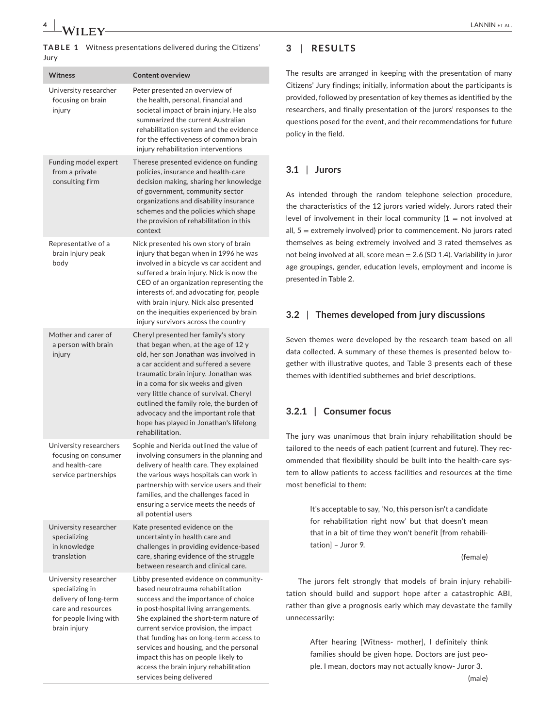**TABLE 1** Witness presentations delivered during the Citizens' Jury

| Witness | Content overview |
|---|---|
| University researcher focusing on brain injury | Peter presented an overview of the health, personal, financial and societal impact of brain injury. He also summarized the current Australian rehabilitation system and the evidence for the effectiveness of common brain injury rehabilitation interventions |
| Funding model expert from a private consulting firm | Therese presented evidence on funding policies, insurance and health-care decision making, sharing her knowledge of government, community sector organizations and disability insurance schemes and the policies which shape the provision of rehabilitation in this context |
| Representative of a brain injury peak body | Nick presented his own story of brain injury that began when in 1996 he was involved in a bicycle vs car accident and suffered a brain injury. Nick is now the CEO of an organization representing the interests of, and advocating for, people with brain injury. Nick also presented on the inequities experienced by brain injury survivors across the country |
| Mother and carer of a person with brain injury | Cheryl presented her family's story that began when, at the age of 12 y old, her son Jonathan was involved in a car accident and suffered a severe traumatic brain injury. Jonathan was in a coma for six weeks and given very little chance of survival. Cheryl outlined the family role, the burden of advocacy and the important role that hope has played in Jonathan's lifelong rehabilitation. |
| University researchers focusing on consumer and health-care service partnerships | Sophie and Nerida outlined the value of involving consumers in the planning and delivery of health care. They explained the various ways hospitals can work in partnership with service users and their families, and the challenges faced in ensuring a service meets the needs of all potential users |
| University researcher specializing in knowledge translation | Kate presented evidence on the uncertainty in health care and challenges in providing evidence-based care, sharing evidence of the struggle between research and clinical care. |
| University researcher specializing in delivery of long-term care and resources for people living with brain injury | Libby presented evidence on community-based neurotrauma rehabilitation success and the importance of choice in post-hospital living arrangements. She explained the short-term nature of current service provision, the impact that funding has on long-term access to services and housing, and the personal impact this has on people likely to access the brain injury rehabilitation services being delivered |

## 3 | RESULTS

The results are arranged in keeping with the presentation of many Citizens' Jury findings; initially, information about the participants is provided, followed by presentation of key themes as identified by the researchers, and finally presentation of the jurors' responses to the questions posed for the event, and their recommendations for future policy in the field.

### 3.1 | Jurors

As intended through the random telephone selection procedure, the characteristics of the 12 jurors varied widely. Jurors rated their level of involvement in their local community (1 = not involved at all, 5 = extremely involved) prior to commencement. No jurors rated themselves as being extremely involved and 3 rated themselves as not being involved at all, score mean = 2.6 (SD 1.4). Variability in juror age groupings, gender, education levels, employment and income is presented in Table 2.

### 3.2 | Themes developed from jury discussions

Seven themes were developed by the research team based on all data collected. A summary of these themes is presented below together with illustrative quotes, and Table 3 presents each of these themes with identified subthemes and brief descriptions.

#### 3.2.1 | Consumer focus

The jury was unanimous that brain injury rehabilitation should be tailored to the needs of each patient (current and future). They recommended that flexibility should be built into the health-care system to allow patients to access facilities and resources at the time most beneficial to them:

> It's acceptable to say, 'No, this person isn't a candidate for rehabilitation right now' but that doesn't mean that in a bit of time they won't benefit [from rehabilitation] – Juror 9.
>
> (female)

The jurors felt strongly that models of brain injury rehabilitation should build and support hope after a catastrophic ABI, rather than give a prognosis early which may devastate the family unnecessarily:

> After hearing [Witness- mother], I definitely think families should be given hope. Doctors are just people. I mean, doctors may not actually know- Juror 3.
>
> (male)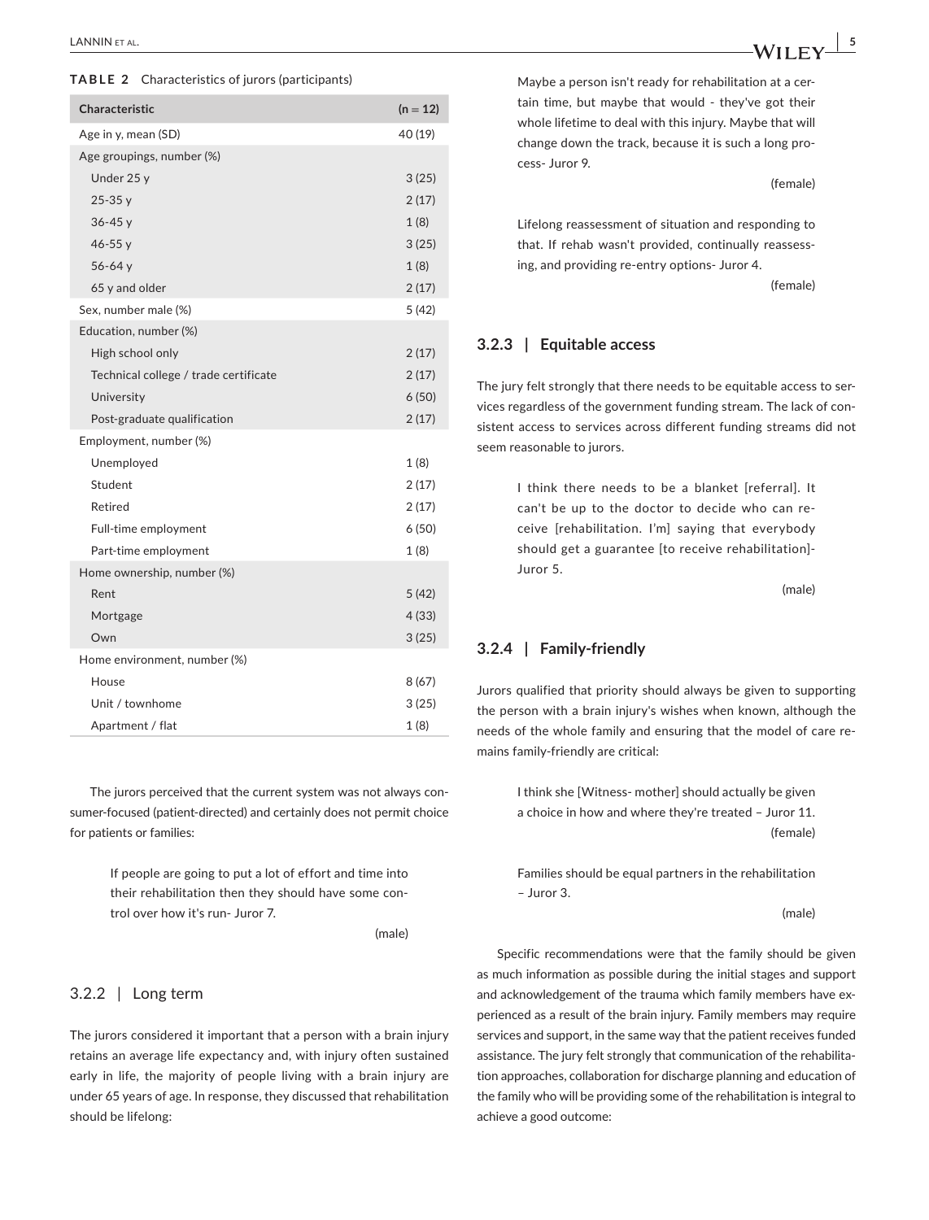**TABLE 2** Characteristics of jurors (participants)

| Characteristic | (n = 12) |
|---|---|
| Age in y, mean (SD) | 40 (19) |
| Age groupings, number (%) | |
| Under 25 y | 3 (25) |
| 25-35 y | 2 (17) |
| 36-45 y | 1 (8) |
| 46-55 y | 3 (25) |
| 56-64 y | 1 (8) |
| 65 y and older | 2 (17) |
| Sex, number male (%) | 5 (42) |
| Education, number (%) | |
| High school only | 2 (17) |
| Technical college / trade certificate | 2 (17) |
| University | 6 (50) |
| Post-graduate qualification | 2 (17) |
| Employment, number (%) | |
| Unemployed | 1 (8) |
| Student | 2 (17) |
| Retired | 2 (17) |
| Full-time employment | 6 (50) |
| Part-time employment | 1 (8) |
| Home ownership, number (%) | |
| Rent | 5 (42) |
| Mortgage | 4 (33) |
| Own | 3 (25) |
| Home environment, number (%) | |
| House | 8 (67) |
| Unit / townhome | 3 (25) |
| Apartment / flat | 1 (8) |

The jurors perceived that the current system was not always consumer-focused (patient-directed) and certainly does not permit choice for patients or families:

> If people are going to put a lot of effort and time into their rehabilitation then they should have some control over how it's run- Juror 7.
>
> (male)

### 3.2.2 | Long term

The jurors considered it important that a person with a brain injury retains an average life expectancy and, with injury often sustained early in life, the majority of people living with a brain injury are under 65 years of age. In response, they discussed that rehabilitation should be lifelong:

> Maybe a person isn't ready for rehabilitation at a certain time, but maybe that would - they've got their whole lifetime to deal with this injury. Maybe that will change down the track, because it is such a long process- Juror 9.
>
> (female)

> Lifelong reassessment of situation and responding to that. If rehab wasn't provided, continually reassessing, and providing re-entry options- Juror 4.
>
> (female)

### 3.2.3 | Equitable access

The jury felt strongly that there needs to be equitable access to services regardless of the government funding stream. The lack of consistent access to services across different funding streams did not seem reasonable to jurors.

> I think there needs to be a blanket [referral]. It can't be up to the doctor to decide who can receive [rehabilitation. I'm] saying that everybody should get a guarantee [to receive rehabilitation]- Juror 5.
>
> (male)

### 3.2.4 | Family-friendly

Jurors qualified that priority should always be given to supporting the person with a brain injury's wishes when known, although the needs of the whole family and ensuring that the model of care remains family-friendly are critical:

> I think she [Witness- mother] should actually be given a choice in how and where they're treated – Juror 11.
>
> (female)

> Families should be equal partners in the rehabilitation – Juror 3.
>
> (male)

Specific recommendations were that the family should be given as much information as possible during the initial stages and support and acknowledgement of the trauma which family members have experienced as a result of the brain injury. Family members may require services and support, in the same way that the patient receives funded assistance. The jury felt strongly that communication of the rehabilitation approaches, collaboration for discharge planning and education of the family who will be providing some of the rehabilitation is integral to achieve a good outcome: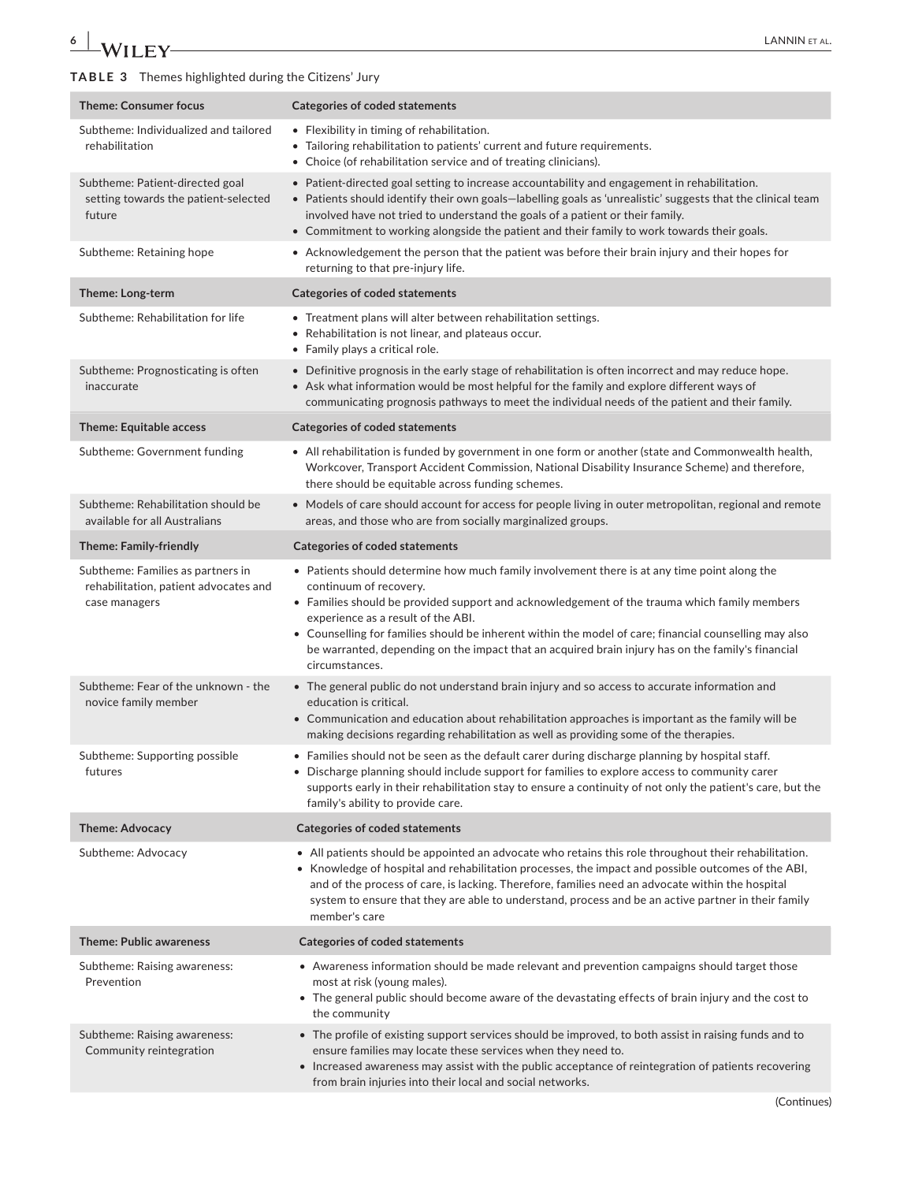**TABLE 3** Themes highlighted during the Citizens' Jury

| Theme: Consumer focus | Categories of coded statements |
|---|---|
| Subtheme: Individualized and tailored rehabilitation | • Flexibility in timing of rehabilitation.<br>• Tailoring rehabilitation to patients' current and future requirements.<br>• Choice (of rehabilitation service and of treating clinicians). |
| Subtheme: Patient-directed goal setting towards the patient-selected future | • Patient-directed goal setting to increase accountability and engagement in rehabilitation.<br>• Patients should identify their own goals—labelling goals as 'unrealistic' suggests that the clinical team involved have not tried to understand the goals of a patient or their family.<br>• Commitment to working alongside the patient and their family to work towards their goals. |
| Subtheme: Retaining hope | • Acknowledgement the person that the patient was before their brain injury and their hopes for returning to that pre-injury life. |
| **Theme: Long-term** | **Categories of coded statements** |
| Subtheme: Rehabilitation for life | • Treatment plans will alter between rehabilitation settings.<br>• Rehabilitation is not linear, and plateaus occur.<br>• Family plays a critical role. |
| Subtheme: Prognosticating is often inaccurate | • Definitive prognosis in the early stage of rehabilitation is often incorrect and may reduce hope.<br>• Ask what information would be most helpful for the family and explore different ways of communicating prognosis pathways to meet the individual needs of the patient and their family. |
| **Theme: Equitable access** | **Categories of coded statements** |
| Subtheme: Government funding | • All rehabilitation is funded by government in one form or another (state and Commonwealth health, Workcover, Transport Accident Commission, National Disability Insurance Scheme) and therefore, there should be equitable across funding schemes. |
| Subtheme: Rehabilitation should be available for all Australians | • Models of care should account for access for people living in outer metropolitan, regional and remote areas, and those who are from socially marginalized groups. |
| **Theme: Family-friendly** | **Categories of coded statements** |
| Subtheme: Families as partners in rehabilitation, patient advocates and case managers | • Patients should determine how much family involvement there is at any time point along the continuum of recovery.<br>• Families should be provided support and acknowledgement of the trauma which family members experience as a result of the ABI.<br>• Counselling for families should be inherent within the model of care; financial counselling may also be warranted, depending on the impact that an acquired brain injury has on the family's financial circumstances. |
| Subtheme: Fear of the unknown - the novice family member | • The general public do not understand brain injury and so access to accurate information and education is critical.<br>• Communication and education about rehabilitation approaches is important as the family will be making decisions regarding rehabilitation as well as providing some of the therapies. |
| Subtheme: Supporting possible futures | • Families should not be seen as the default carer during discharge planning by hospital staff.<br>• Discharge planning should include support for families to explore access to community carer supports early in their rehabilitation stay to ensure a continuity of not only the patient's care, but the family's ability to provide care. |
| **Theme: Advocacy** | **Categories of coded statements** |
| Subtheme: Advocacy | • All patients should be appointed an advocate who retains this role throughout their rehabilitation.<br>• Knowledge of hospital and rehabilitation processes, the impact and possible outcomes of the ABI, and of the process of care, is lacking. Therefore, families need an advocate within the hospital system to ensure that they are able to understand, process and be an active partner in their family member's care |
| **Theme: Public awareness** | **Categories of coded statements** |
| Subtheme: Raising awareness: Prevention | • Awareness information should be made relevant and prevention campaigns should target those most at risk (young males).<br>• The general public should become aware of the devastating effects of brain injury and the cost to the community |
| Subtheme: Raising awareness: Community reintegration | • The profile of existing support services should be improved, to both assist in raising funds and to ensure families may locate these services when they need to.<br>• Increased awareness may assist with the public acceptance of reintegration of patients recovering from brain injuries into their local and social networks. |

(Continues)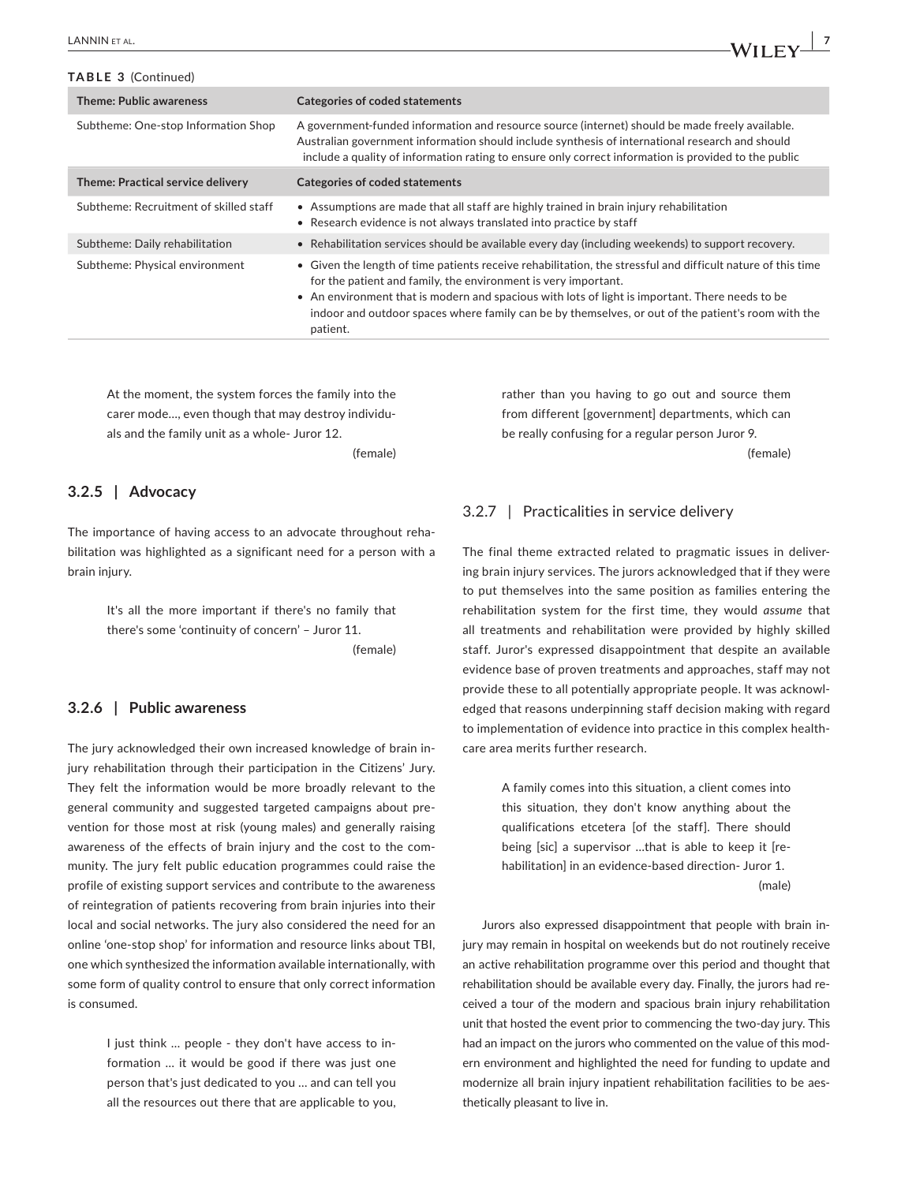**TABLE 3** (Continued)

| Theme: Public awareness | Categories of coded statements |
|---|---|
| Subtheme: One-stop Information Shop | A government-funded information and resource source (internet) should be made freely available. Australian government information should include synthesis of international research and should include a quality of information rating to ensure only correct information is provided to the public |
| **Theme: Practical service delivery** | **Categories of coded statements** |
| Subtheme: Recruitment of skilled staff | • Assumptions are made that all staff are highly trained in brain injury rehabilitation<br>• Research evidence is not always translated into practice by staff |
| Subtheme: Daily rehabilitation | • Rehabilitation services should be available every day (including weekends) to support recovery. |
| Subtheme: Physical environment | • Given the length of time patients receive rehabilitation, the stressful and difficult nature of this time for the patient and family, the environment is very important.<br>• An environment that is modern and spacious with lots of light is important. There needs to be indoor and outdoor spaces where family can be by themselves, or out of the patient's room with the patient. |

> At the moment, the system forces the family into the carer mode…, even though that may destroy individuals and the family unit as a whole- Juror 12. (female)

### 3.2.5 | Advocacy

The importance of having access to an advocate throughout rehabilitation was highlighted as a significant need for a person with a brain injury.

> It's all the more important if there's no family that there's some 'continuity of concern' – Juror 11. (female)

### 3.2.6 | Public awareness

The jury acknowledged their own increased knowledge of brain injury rehabilitation through their participation in the Citizens' Jury. They felt the information would be more broadly relevant to the general community and suggested targeted campaigns about prevention for those most at risk (young males) and generally raising awareness of the effects of brain injury and the cost to the community. The jury felt public education programmes could raise the profile of existing support services and contribute to the awareness of reintegration of patients recovering from brain injuries into their local and social networks. The jury also considered the need for an online 'one-stop shop' for information and resource links about TBI, one which synthesized the information available internationally, with some form of quality control to ensure that only correct information is consumed.

> I just think … people - they don't have access to information … it would be good if there was just one person that's just dedicated to you … and can tell you all the resources out there that are applicable to you, rather than you having to go out and source them from different [government] departments, which can be really confusing for a regular person Juror 9. (female)

### 3.2.7 | Practicalities in service delivery

The final theme extracted related to pragmatic issues in delivering brain injury services. The jurors acknowledged that if they were to put themselves into the same position as families entering the rehabilitation system for the first time, they would *assume* that all treatments and rehabilitation were provided by highly skilled staff. Juror's expressed disappointment that despite an available evidence base of proven treatments and approaches, staff may not provide these to all potentially appropriate people. It was acknowledged that reasons underpinning staff decision making with regard to implementation of evidence into practice in this complex healthcare area merits further research.

> A family comes into this situation, a client comes into this situation, they don't know anything about the qualifications etcetera [of the staff]. There should being [sic] a supervisor …that is able to keep it [rehabilitation] in an evidence-based direction- Juror 1. (male)

Jurors also expressed disappointment that people with brain injury may remain in hospital on weekends but do not routinely receive an active rehabilitation programme over this period and thought that rehabilitation should be available every day. Finally, the jurors had received a tour of the modern and spacious brain injury rehabilitation unit that hosted the event prior to commencing the two-day jury. This had an impact on the jurors who commented on the value of this modern environment and highlighted the need for funding to update and modernize all brain injury inpatient rehabilitation facilities to be aesthetically pleasant to live in.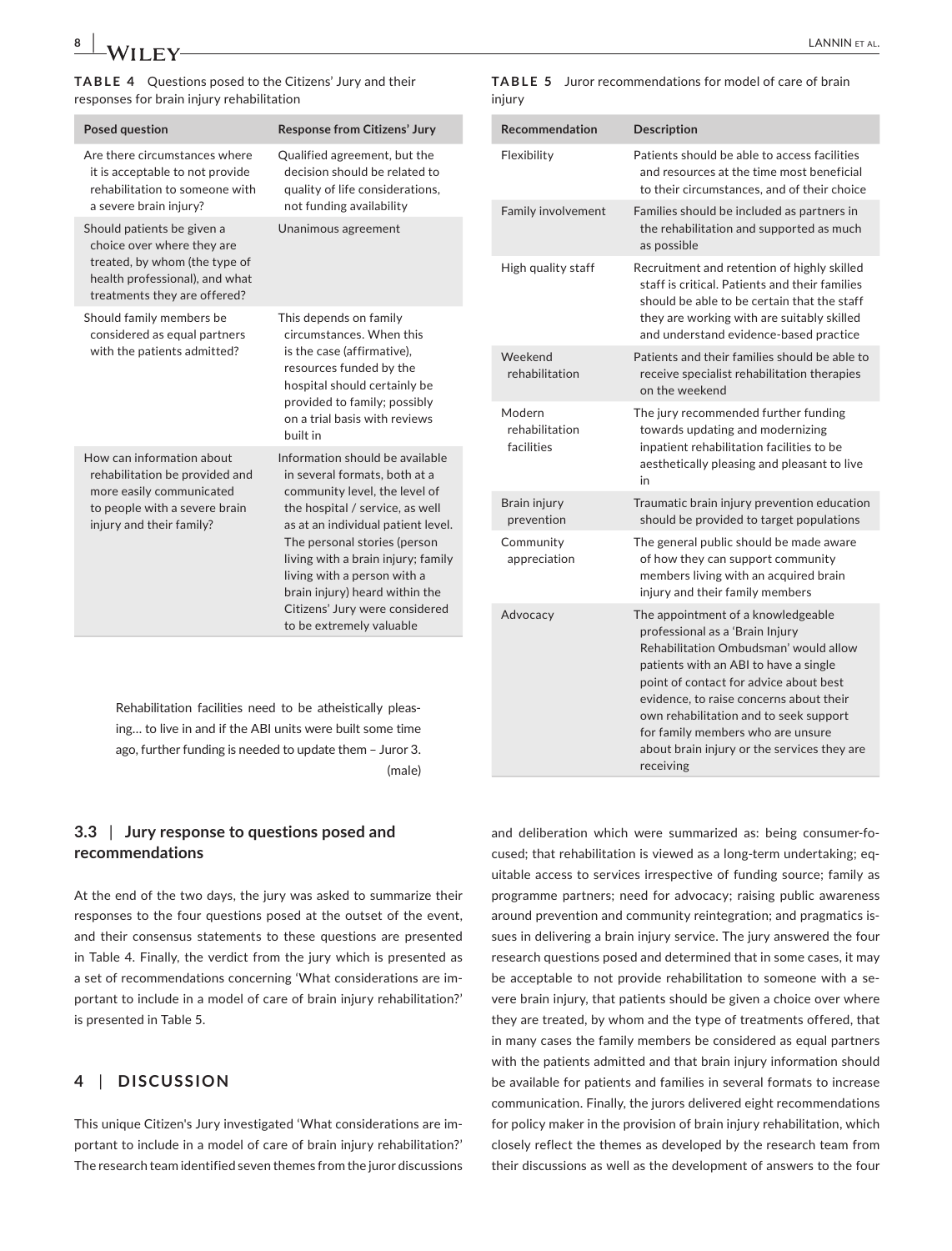**TABLE 4** Questions posed to the Citizens' Jury and their responses for brain injury rehabilitation

| Posed question | Response from Citizens' Jury |
|---|---|
| Are there circumstances where it is acceptable to not provide rehabilitation to someone with a severe brain injury? | Qualified agreement, but the decision should be related to quality of life considerations, not funding availability |
| Should patients be given a choice over where they are treated, by whom (the type of health professional), and what treatments they are offered? | Unanimous agreement |
| Should family members be considered as equal partners with the patients admitted? | This depends on family circumstances. When this is the case (affirmative), resources funded by the hospital should certainly be provided to family; possibly on a trial basis with reviews built in |
| How can information about rehabilitation be provided and more easily communicated to people with a severe brain injury and their family? | Information should be available in several formats, both at a community level, the level of the hospital / service, as well as at an individual patient level. The personal stories (person living with a brain injury; family living with a person with a brain injury) heard within the Citizens' Jury were considered to be extremely valuable |

> Rehabilitation facilities need to be atheistically pleasing… to live in and if the ABI units were built some time ago, further funding is needed to update them – Juror 3. (male)

**TABLE 5** Juror recommendations for model of care of brain injury

| Recommendation | Description |
|---|---|
| Flexibility | Patients should be able to access facilities and resources at the time most beneficial to their circumstances, and of their choice |
| Family involvement | Families should be included as partners in the rehabilitation and supported as much as possible |
| High quality staff | Recruitment and retention of highly skilled staff is critical. Patients and their families should be able to be certain that the staff they are working with are suitably skilled and understand evidence-based practice |
| Weekend rehabilitation | Patients and their families should be able to receive specialist rehabilitation therapies on the weekend |
| Modern rehabilitation facilities | The jury recommended further funding towards updating and modernizing inpatient rehabilitation facilities to be aesthetically pleasing and pleasant to live in |
| Brain injury prevention | Traumatic brain injury prevention education should be provided to target populations |
| Community appreciation | The general public should be made aware of how they can support community members living with an acquired brain injury and their family members |
| Advocacy | The appointment of a knowledgeable professional as a 'Brain Injury Rehabilitation Ombudsman' would allow patients with an ABI to have a single point of contact for advice about best evidence, to raise concerns about their own rehabilitation and to seek support for family members who are unsure about brain injury or the services they are receiving |

### 3.3 | Jury response to questions posed and recommendations

At the end of the two days, the jury was asked to summarize their responses to the four questions posed at the outset of the event, and their consensus statements to these questions are presented in Table 4. Finally, the verdict from the jury which is presented as a set of recommendations concerning 'What considerations are important to include in a model of care of brain injury rehabilitation?' is presented in Table 5.

## 4 | DISCUSSION

This unique Citizen's Jury investigated 'What considerations are important to include in a model of care of brain injury rehabilitation?' The research team identified seven themes from the juror discussions and deliberation which were summarized as: being consumer-focused; that rehabilitation is viewed as a long-term undertaking; equitable access to services irrespective of funding source; family as programme partners; need for advocacy; raising public awareness around prevention and community reintegration; and pragmatics issues in delivering a brain injury service. The jury answered the four research questions posed and determined that in some cases, it may be acceptable to not provide rehabilitation to someone with a severe brain injury, that patients should be given a choice over where they are treated, by whom and the type of treatments offered, that in many cases the family members be considered as equal partners with the patients admitted and that brain injury information should be available for patients and families in several formats to increase communication. Finally, the jurors delivered eight recommendations for policy maker in the provision of brain injury rehabilitation, which closely reflect the themes as developed by the research team from their discussions as well as the development of answers to the four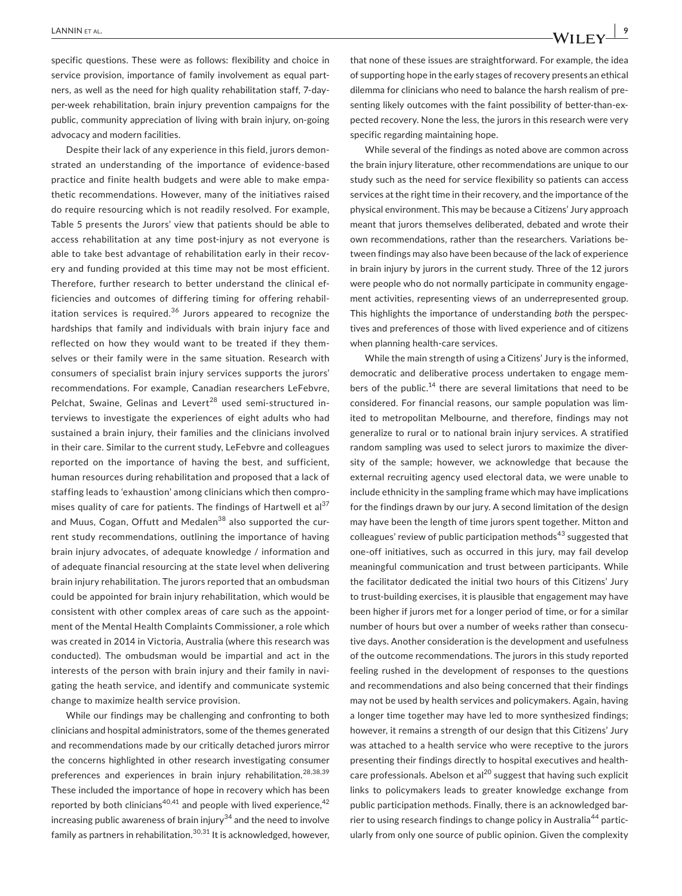specific questions. These were as follows: flexibility and choice in service provision, importance of family involvement as equal partners, as well as the need for high quality rehabilitation staff, 7-day-per-week rehabilitation, brain injury prevention campaigns for the public, community appreciation of living with brain injury, on-going advocacy and modern facilities.

Despite their lack of any experience in this field, jurors demonstrated an understanding of the importance of evidence-based practice and finite health budgets and were able to make empathetic recommendations. However, many of the initiatives raised do require resourcing which is not readily resolved. For example, Table 5 presents the Jurors' view that patients should be able to access rehabilitation at any time post-injury as not everyone is able to take best advantage of rehabilitation early in their recovery and funding provided at this time may not be most efficient. Therefore, further research to better understand the clinical efficiencies and outcomes of differing timing for offering rehabilitation services is required.[36] Jurors appeared to recognize the hardships that family and individuals with brain injury face and reflected on how they would want to be treated if they themselves or their family were in the same situation. Research with consumers of specialist brain injury services supports the jurors' recommendations. For example, Canadian researchers LeFebvre, Pelchat, Swaine, Gelinas and Levert[28] used semi-structured interviews to investigate the experiences of eight adults who had sustained a brain injury, their families and the clinicians involved in their care. Similar to the current study, LeFebvre and colleagues reported on the importance of having the best, and sufficient, human resources during rehabilitation and proposed that a lack of staffing leads to 'exhaustion' among clinicians which then compromises quality of care for patients. The findings of Hartwell et al[37] and Muus, Cogan, Offutt and Medalen[38] also supported the current study recommendations, outlining the importance of having brain injury advocates, of adequate knowledge / information and of adequate financial resourcing at the state level when delivering brain injury rehabilitation. The jurors reported that an ombudsman could be appointed for brain injury rehabilitation, which would be consistent with other complex areas of care such as the appointment of the Mental Health Complaints Commissioner, a role which was created in 2014 in Victoria, Australia (where this research was conducted). The ombudsman would be impartial and act in the interests of the person with brain injury and their family in navigating the heath service, and identify and communicate systemic change to maximize health service provision.

While our findings may be challenging and confronting to both clinicians and hospital administrators, some of the themes generated and recommendations made by our critically detached jurors mirror the concerns highlighted in other research investigating consumer preferences and experiences in brain injury rehabilitation.[28,38,39] These included the importance of hope in recovery which has been reported by both clinicians[40,41] and people with lived experience,[42] increasing public awareness of brain injury[34] and the need to involve family as partners in rehabilitation.[30,31] It is acknowledged, however, that none of these issues are straightforward. For example, the idea of supporting hope in the early stages of recovery presents an ethical dilemma for clinicians who need to balance the harsh realism of presenting likely outcomes with the faint possibility of better-than-expected recovery. None the less, the jurors in this research were very specific regarding maintaining hope.

While several of the findings as noted above are common across the brain injury literature, other recommendations are unique to our study such as the need for service flexibility so patients can access services at the right time in their recovery, and the importance of the physical environment. This may be because a Citizens' Jury approach meant that jurors themselves deliberated, debated and wrote their own recommendations, rather than the researchers. Variations between findings may also have been because of the lack of experience in brain injury by jurors in the current study. Three of the 12 jurors were people who do not normally participate in community engagement activities, representing views of an underrepresented group. This highlights the importance of understanding *both* the perspectives and preferences of those with lived experience and of citizens when planning health-care services.

While the main strength of using a Citizens' Jury is the informed, democratic and deliberative process undertaken to engage members of the public.[14] there are several limitations that need to be considered. For financial reasons, our sample population was limited to metropolitan Melbourne, and therefore, findings may not generalize to rural or to national brain injury services. A stratified random sampling was used to select jurors to maximize the diversity of the sample; however, we acknowledge that because the external recruiting agency used electoral data, we were unable to include ethnicity in the sampling frame which may have implications for the findings drawn by our jury. A second limitation of the design may have been the length of time jurors spent together. Mitton and colleagues' review of public participation methods[43] suggested that one-off initiatives, such as occurred in this jury, may fail develop meaningful communication and trust between participants. While the facilitator dedicated the initial two hours of this Citizens' Jury to trust-building exercises, it is plausible that engagement may have been higher if jurors met for a longer period of time, or for a similar number of hours but over a number of weeks rather than consecutive days. Another consideration is the development and usefulness of the outcome recommendations. The jurors in this study reported feeling rushed in the development of responses to the questions and recommendations and also being concerned that their findings may not be used by health services and policymakers. Again, having a longer time together may have led to more synthesized findings; however, it remains a strength of our design that this Citizens' Jury was attached to a health service who were receptive to the jurors presenting their findings directly to hospital executives and health-care professionals. Abelson et al[20] suggest that having such explicit links to policymakers leads to greater knowledge exchange from public participation methods. Finally, there is an acknowledged barrier to using research findings to change policy in Australia[44] particularly from only one source of public opinion. Given the complexity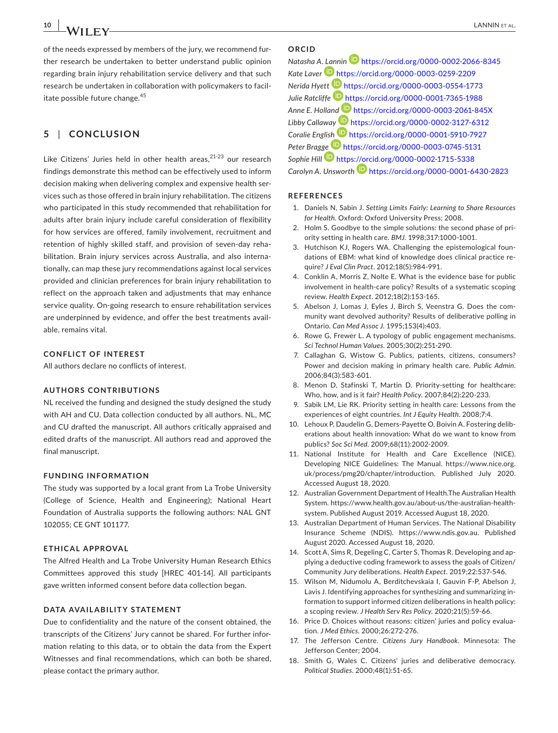of the needs expressed by members of the jury, we recommend further research be undertaken to better understand public opinion regarding brain injury rehabilitation service delivery and that such research be undertaken in collaboration with policymakers to facilitate possible future change.[45]

## 5 | CONCLUSION

Like Citizens' Juries held in other health areas,[21-23] our research findings demonstrate this method can be effectively used to inform decision making when delivering complex and expensive health services such as those offered in brain injury rehabilitation. The citizens who participated in this study recommended that rehabilitation for adults after brain injury include careful consideration of flexibility for how services are offered, family involvement, recruitment and retention of highly skilled staff, and provision of seven-day rehabilitation. Brain injury services across Australia, and also internationally, can map these jury recommendations against local services provided and clinician preferences for brain injury rehabilitation to reflect on the approach taken and adjustments that may enhance service quality. On-going research to ensure rehabilitation services are underpinned by evidence, and offer the best treatments available, remains vital.

### CONFLICT OF INTEREST

All authors declare no conflicts of interest.

### AUTHORS CONTRIBUTIONS

NL received the funding and designed the study designed the study with AH and CU. Data collection conducted by all authors. NL, MC and CU drafted the manuscript. All authors critically appraised and edited drafts of the manuscript. All authors read and approved the final manuscript.

### FUNDING INFORMATION

The study was supported by a local grant from La Trobe University (College of Science, Health and Engineering); National Heart Foundation of Australia supports the following authors: NAL GNT 102055; CE GNT 101177.

### ETHICAL APPROVAL

The Alfred Health and La Trobe University Human Research Ethics Committees approved this study [HREC 401-14]. All participants gave written informed consent before data collection began.

### DATA AVAILABILITY STATEMENT

Due to confidentiality and the nature of the consent obtained, the transcripts of the Citizens' Jury cannot be shared. For further information relating to this data, or to obtain the data from the Expert Witnesses and final recommendations, which can both be shared, please contact the primary author.

### ORCID

*Natasha A. Lannin* https://orcid.org/0000-0002-2066-8345
*Kate Laver* https://orcid.org/0000-0003-0259-2209
*Nerida Hyett* https://orcid.org/0000-0003-0554-1773
*Julie Ratcliffe* https://orcid.org/0000-0001-7365-1988
*Anne E. Holland* https://orcid.org/0000-0003-2061-845X
*Libby Callaway* https://orcid.org/0000-0002-3127-6312
*Coralie English* https://orcid.org/0000-0001-5910-7927
*Peter Bragge* https://orcid.org/0000-0003-0745-5131
*Sophie Hill* https://orcid.org/0000-0002-1715-5338
*Carolyn A. Unsworth* https://orcid.org/0000-0001-6430-2823

### REFERENCES

1. Daniels N, Sabin J. *Setting Limits Fairly: Learning to Share Resources for Health*. Oxford: Oxford University Press; 2008.
2. Holm S. Goodbye to the simple solutions: the second phase of priority setting in health care. *BMJ*. 1998;317:1000-1001.
3. Hutchison KJ, Rogers WA. Challenging the epistemological foundations of EBM: what kind of knowledge does clinical practice require? *J Eval Clin Pract*. 2012;18(5):984-991.
4. Conklin A, Morris Z, Nolte E. What is the evidence base for public involvement in health-care policy? Results of a systematic scoping review. *Health Expect*. 2012;18(2):153-165.
5. Abelson J, Lomas J, Eyles J, Birch S, Veenstra G. Does the community want devolved authority? Results of deliberative polling in Ontario. *Can Med Assoc J*. 1995;153(4):403.
6. Rowe G, Frewer L. A typology of public engagement mechanisms. *Sci Technol Human Values*. 2005;30(2):251-290.
7. Callaghan G, Wistow G. Publics, patients, citizens, consumers? Power and decision making in primary health care. *Public Admin*. 2006;84(3):583-601.
8. Menon D, Stafinski T, Martin D. Priority-setting for healthcare: Who, how, and is it fair? *Health Policy*. 2007;84(2):220-233.
9. Sabik LM, Lie RK. Priority setting in health care: Lessons from the experiences of eight countries. *Int J Equity Health*. 2008;7:4.
10. Lehoux P, Daudelin G, Demers-Payette O, Boivin A. Fostering deliberations about health innovation: What do we want to know from publics? *Soc Sci Med*. 2009;68(11):2002-2009.
11. National Institute for Health and Care Excellence (NICE). Developing NICE Guidelines: The Manual. https://www.nice.org.uk/process/pmg20/chapter/introduction. Published July 2020. Accessed August 18, 2020.
12. Australian Government Department of Health.The Australian Health System. https://www.health.gov.au/about-us/the-australian-health-system. Published August 2019. Accessed August 18, 2020.
13. Australian Department of Human Services. The National Disability Insurance Scheme (NDIS). https://www.ndis.gov.au. Published August 2020. Accessed August 18, 2020.
14. Scott A, Sims R, Degeling C, Carter S, Thomas R. Developing and applying a deductive coding framework to assess the goals of Citizen/Community Jury deliberations. *Health Expect*. 2019;22:537-546.
15. Wilson M, Nidumolu A, Berditchevskaia I, Gauvin F-P, Abelson J, Lavis J. Identifying approaches for synthesizing and summarizing information to support informed citizen deliberations in health policy: a scoping review. *J Health Serv Res Policy*. 2020;21(5):59-66.
16. Price D. Choices without reasons: citizen' juries and policy evaluation. *J Med Ethics*. 2000;26:272-276.
17. The Jefferson Centre. *Citizens Jury Handbook*. Minnesota: The Jefferson Center; 2004.
18. Smith G, Wales C. Citizens' juries and deliberative democracy. *Political Studies*. 2000;48(1):51-65.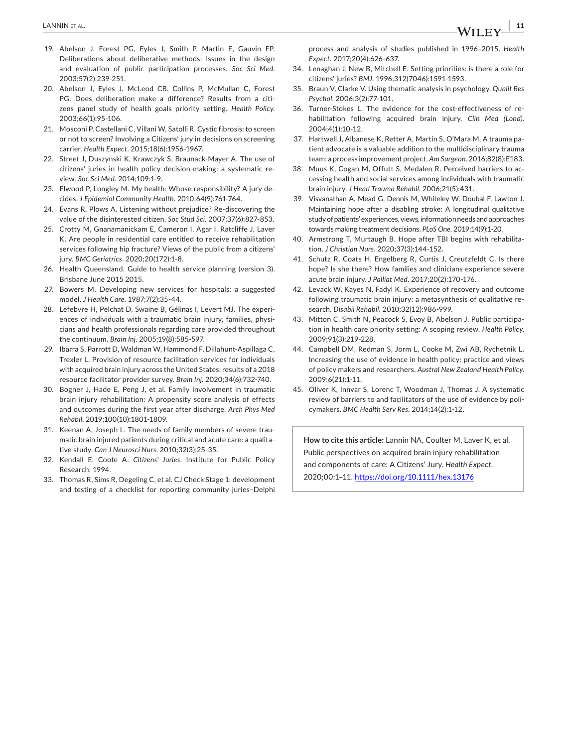19. Abelson J, Forest PG, Eyles J, Smith P, Martin E, Gauvin FP. Deliberations about deliberative methods: Issues in the design and evaluation of public participation processes. *Soc Sci Med*. 2003;57(2):239-251.
20. Abelson J, Eyles J, McLeod CB, Collins P, McMullan C, Forest PG. Does deliberation make a difference? Results from a citizens panel study of health goals priority setting. *Health Policy*. 2003;66(1):95-106.
21. Mosconi P, Castellani C, Villani W, Satolli R. Cystic fibrosis: to screen or not to screen? Involving a Citizens' jury in decisions on screening carrier. *Health Expect*. 2015;18(6):1956-1967.
22. Street J, Duszynski K, Krawczyk S, Braunack-Mayer A. The use of citizens' juries in health policy decision-making: a systematic review. *Soc Sci Med*. 2014;109:1-9.
23. Elwood P, Longley M. My health: Whose responsibility? A jury decides. *J Epidemiol Community Health*. 2010;64(9):761-764.
24. Evans R, Plows A. Listening without prejudice? Re-discovering the value of the disinterested citizen. *Soc Stud Sci*. 2007;37(6):827-853.
25. Crotty M, Gnanamanickam E, Cameron I, Agar I, Ratcliffe J, Laver K. Are people in residential care entitled to receive rehabilitation services following hip fracture? Views of the public from a citizens' jury. *BMC Geriatrics*. 2020;20(172):1-8.
26. Health Queensland. Guide to health service planning (version 3). Brisbane June 2015 2015.
27. Bowers M. Developing new services for hospitals: a suggested model. *J Health Care*. 1987;7(2):35-44.
28. Lefebvre H, Pelchat D, Swaine B, Gélinas I, Levert MJ. The experiences of individuals with a traumatic brain injury, families, physicians and health professionals regarding care provided throughout the continuum. *Brain Inj*. 2005;19(8):585-597.
29. Ibarra S, Parrott D, Waldman W, Hammond F, Dillahunt-Aspillaga C, Trexler L. Provision of resource facilitation services for individuals with acquired brain injury across the United States: results of a 2018 resource facilitator provider survey. *Brain Inj*. 2020;34(6):732-740.
30. Bogner J, Hade E, Peng J, et al. Family involvement in traumatic brain injury rehabilitation: A propensity score analysis of effects and outcomes during the first year after discharge. *Arch Phys Med Rehabil*. 2019;100(10):1801-1809.
31. Keenan A, Joseph L. The needs of family members of severe traumatic brain injured patients during critical and acute care: a qualitative study. *Can J Neurosci Nurs*. 2010;32(3):25-35.
32. Kendall E, Coote A. *Citizens' Juries*. Institute for Public Policy Research; 1994.
33. Thomas R, Sims R, Degeling C, et al. CJ Check Stage 1: development and testing of a checklist for reporting community juries–Delphi process and analysis of studies published in 1996–2015. *Health Expect*. 2017;20(4):626-637.
34. Lenaghan J, New B, Mitchell E. Setting priorities: is there a role for citizens' juries? *BMJ*. 1996;312(7046):1591-1593.
35. Braun V, Clarke V. Using thematic analysis in psychology. *Qualit Res Psychol*. 2006;3(2):77-101.
36. Turner-Stokes L. The evidence for the cost-effectiveness of rehabilitation following acquired brain injury. *Clin Med (Lond)*. 2004;4(1):10-12.
37. Hartwell J, Albanese K, Retter A, Martin S, O'Mara M. A trauma patient advocate is a valuable addition to the multidisciplinary trauma team: a process improvement project. *Am Surgeon*. 2016;82(8):E183.
38. Muus K, Cogan M, Offutt S, Medalen R. Perceived barriers to accessing health and social services among individuals with traumatic brain injury. *J Head Trauma Rehabil*. 2006;21(5):431.
39. Visvanathan A, Mead G, Dennis M, Whiteley W, Doubal F, Lawton J. Maintaining hope after a disabling stroke: A longitudinal qualitative study of patients' experiences, views, information needs and approaches towards making treatment decisions. *PLoS One*. 2019;14(9):1-20.
40. Armstrong T, Murtaugh B. Hope after TBI begins with rehabilitation. *J Christian Nurs*. 2020;37(3):144-152.
41. Schutz R, Coats H, Engelberg R, Curtis J, Creutzfeldt C. Is there hope? Is she there? How families and clinicians experience severe acute brain injury. *J Palliat Med*. 2017;20(2):170-176.
42. Levack W, Kayes N, Fadyl K. Experience of recovery and outcome following traumatic brain injury: a metasynthesis of qualitative research. *Disabil Rehabil*. 2010;32(12):986-999.
43. Mitton C, Smith N, Peacock S, Evoy B, Abelson J. Public participation in health care priority setting: A scoping review. *Health Policy*. 2009;91(3):219-228.
44. Campbell DM, Redman S, Jorm L, Cooke M, Zwi AB, Rychetnik L. Increasing the use of evidence in health policy: practice and views of policy makers and researchers. *Austral New Zealand Health Policy*. 2009;6(21):1-11.
45. Oliver K, Innvar S, Lorenc T, Woodman J, Thomas J. A systematic review of barriers to and facilitators of the use of evidence by policymakers. *BMC Health Serv Res*. 2014;14(2):1-12.

**How to cite this article:** Lannin NA, Coulter M, Laver K, et al. Public perspectives on acquired brain injury rehabilitation and components of care: A Citizens' Jury. *Health Expect*. 2020;00:1–11. https://doi.org/10.1111/hex.13176